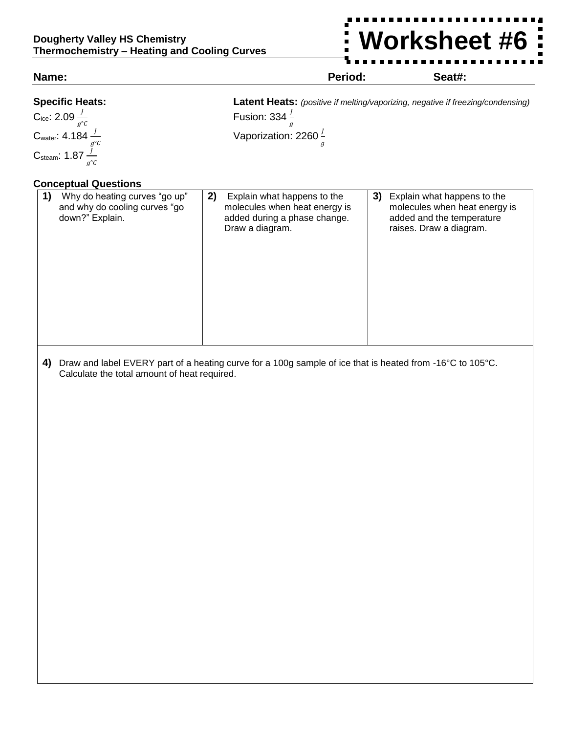**Dougherty Valley HS Chemistry**
**Thermochemistry – Heating and Cooling Curves**

# Worksheet #6

**Name:** **Period:** **Seat#:**

**Specific Heats:**

$C_{ice}$: 2.09 $\frac{J}{g°C}$

$C_{water}$: 4.184 $\frac{J}{g°C}$

$C_{steam}$: 1.87 $\frac{J}{g°C}$

**Latent Heats:** *(positive if melting/vaporizing, negative if freezing/condensing)*

Fusion: 334 $\frac{J}{g}$

Vaporization: 2260 $\frac{J}{g}$

### Conceptual Questions

| **1)** Why do heating curves "go up" and why do cooling curves "go down?" Explain. | **2)** Explain what happens to the molecules when heat energy is added during a phase change. Draw a diagram. | **3)** Explain what happens to the molecules when heat energy is added and the temperature raises. Draw a diagram. |
| --- | --- | --- |

**4)** Draw and label EVERY part of a heating curve for a 100g sample of ice that is heated from -16°C to 105°C. Calculate the total amount of heat required.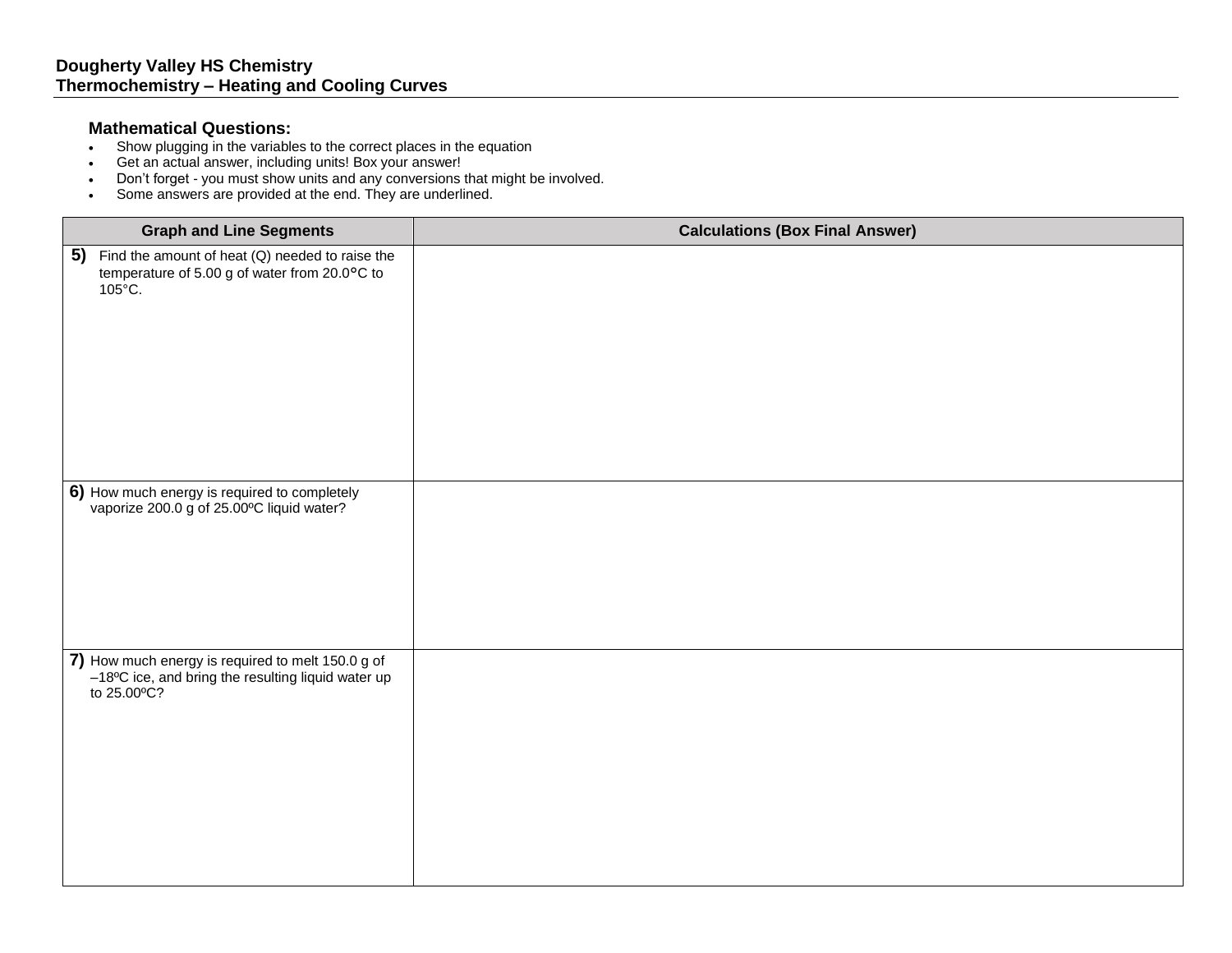**Dougherty Valley HS Chemistry**
**Thermochemistry – Heating and Cooling Curves**

### Mathematical Questions:

- Show plugging in the variables to the correct places in the equation
- Get an actual answer, including units! Box your answer!
- Don't forget - you must show units and any conversions that might be involved.
- Some answers are provided at the end. They are underlined.

| Graph and Line Segments | Calculations (Box Final Answer) |
| --- | --- |
| **5)** Find the amount of heat (Q) needed to raise the temperature of 5.00 g of water from 20.0°C to 105°C. | |
| **6)** How much energy is required to completely vaporize 200.0 g of 25.00ºC liquid water? | |
| **7)** How much energy is required to melt 150.0 g of –18ºC ice, and bring the resulting liquid water up to 25.00ºC? | |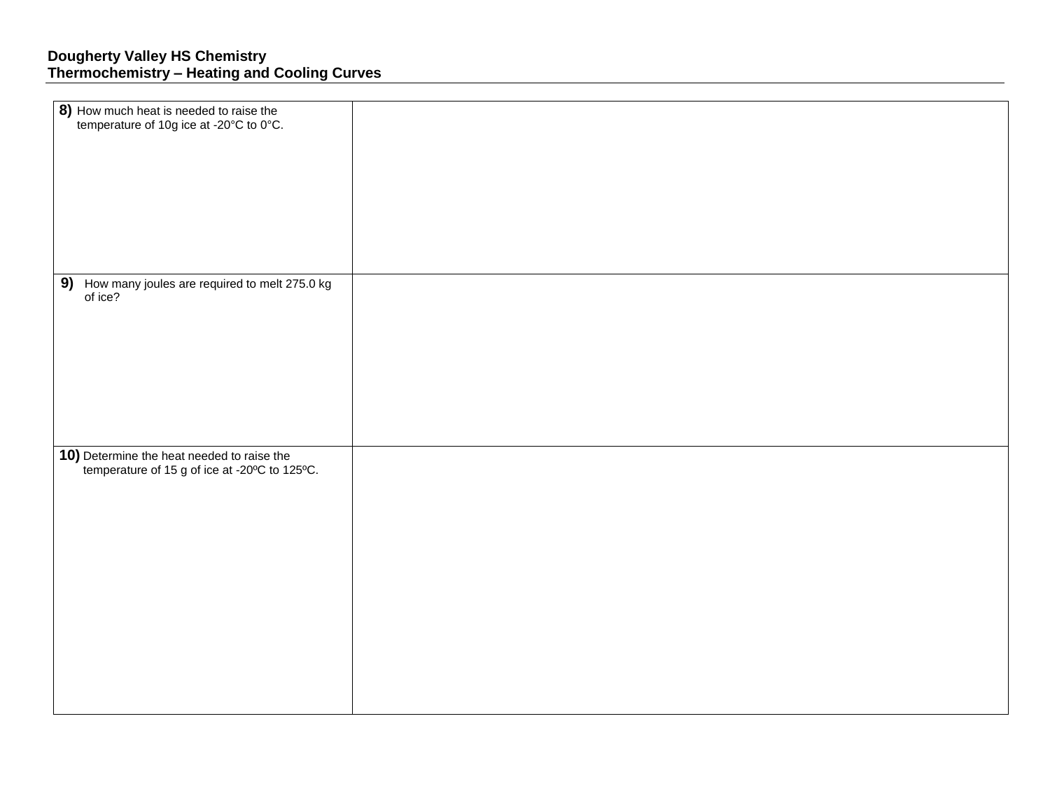**Dougherty Valley HS Chemistry**
**Thermochemistry – Heating and Cooling Curves**

| | |
|---|---|
| **8)** How much heat is needed to raise the temperature of 10g ice at -20°C to 0°C. | |
| **9)** How many joules are required to melt 275.0 kg of ice? | |
| **10)** Determine the heat needed to raise the temperature of 15 g of ice at -20ºC to 125ºC. | |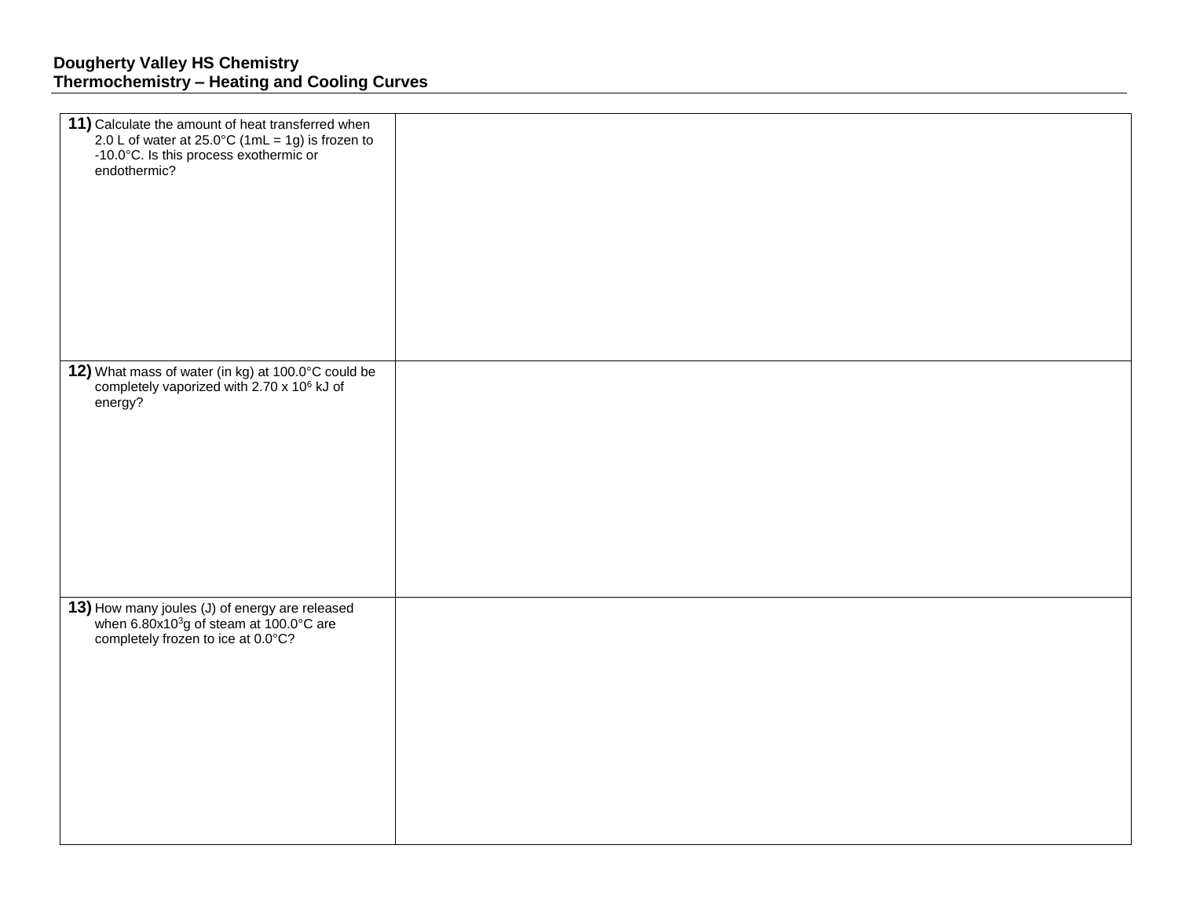**Dougherty Valley HS Chemistry**
**Thermochemistry – Heating and Cooling Curves**

| | |
|---|---|
| **11)** Calculate the amount of heat transferred when 2.0 L of water at 25.0°C (1mL = 1g) is frozen to -10.0°C. Is this process exothermic or endothermic? | |
| **12)** What mass of water (in kg) at 100.0°C could be completely vaporized with $2.70 \times 10^6$ kJ of energy? | |
| **13)** How many joules (J) of energy are released when $6.80 \times 10^3$g of steam at 100.0°C are completely frozen to ice at 0.0°C? | |